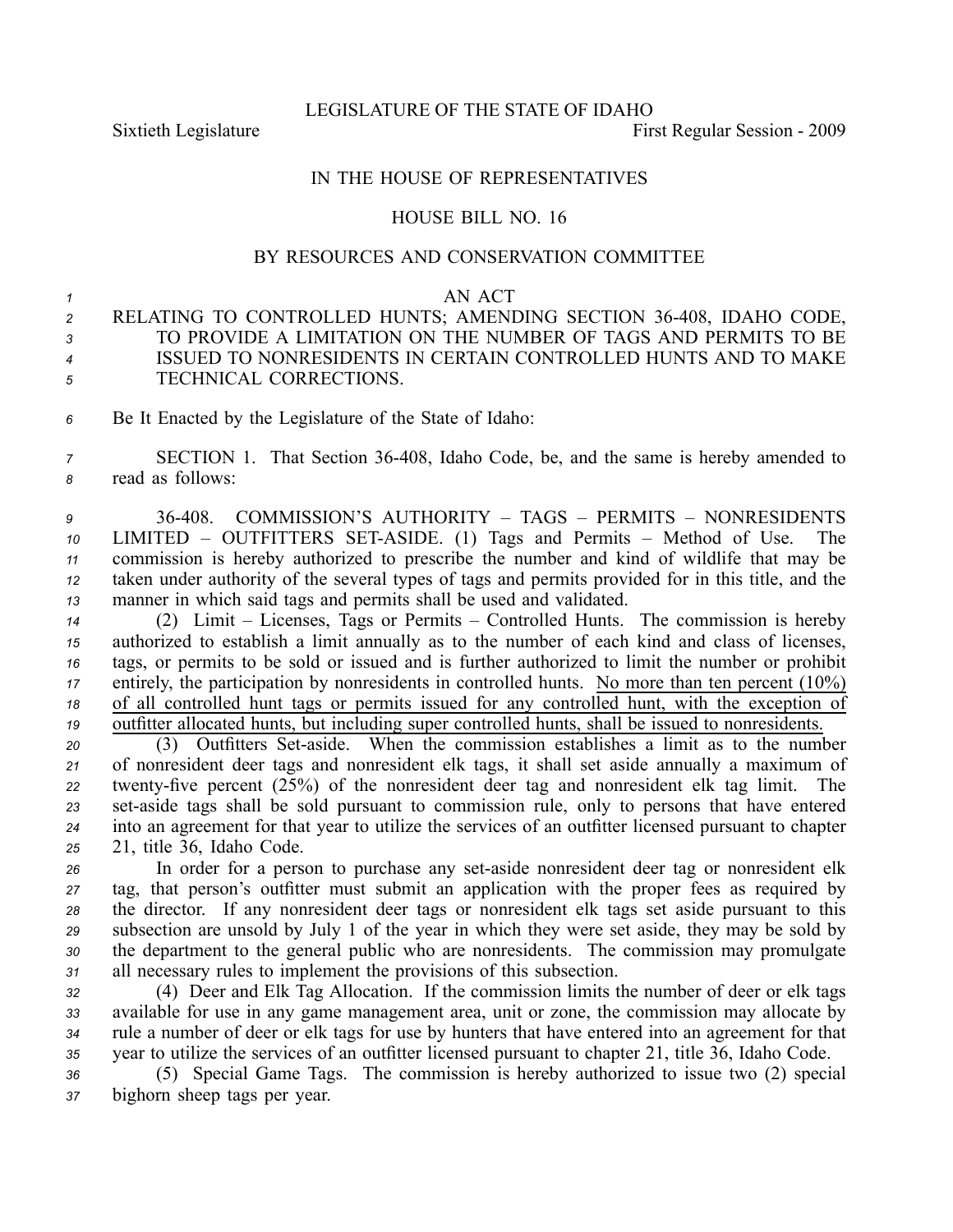LEGISLATURE OF THE STATE OF IDAHO

Sixtieth Legislature First Regular Session - 2009

IN THE HOUSE OF REPRESENTATIVES

HOUSE BILL NO. 16

BY RESOURCES AND CONSERVATION COMMITTEE

AN ACT

RELATING TO CONTROLLED HUNTS; AMENDING SECTION 36-408, IDAHO CODE, TO PROVIDE A LIMITATION ON THE NUMBER OF TAGS AND PERMITS TO BE ISSUED TO NONRESIDENTS IN CERTAIN CONTROLLED HUNTS AND TO MAKE TECHNICAL CORRECTIONS.

Be It Enacted by the Legislature of the State of Idaho:

SECTION 1. That Section 36-408, Idaho Code, be, and the same is hereby amended to read as follows:

36-408. COMMISSION'S AUTHORITY – TAGS – PERMITS – NONRESIDENTS LIMITED – OUTFITTERS SET-ASIDE. (1) Tags and Permits – Method of Use. The commission is hereby authorized to prescribe the number and kind of wildlife that may be taken under authority of the several types of tags and permits provided for in this title, and the manner in which said tags and permits shall be used and validated.

(2) Limit – Licenses, Tags or Permits – Controlled Hunts. The commission is hereby authorized to establish a limit annually as to the number of each kind and class of licenses, tags, or permits to be sold or issued and is further authorized to limit the number or prohibit entirely, the participation by nonresidents in controlled hunts. <u>No more than ten percent (10%) of all controlled hunt tags or permits issued for any controlled hunt, with the exception of outfitter allocated hunts, but including super controlled hunts, shall be issued to nonresidents.</u>

(3) Outfitters Set-aside. When the commission establishes a limit as to the number of nonresident deer tags and nonresident elk tags, it shall set aside annually a maximum of twenty-five percent (25%) of the nonresident deer tag and nonresident elk tag limit. The set-aside tags shall be sold pursuant to commission rule, only to persons that have entered into an agreement for that year to utilize the services of an outfitter licensed pursuant to chapter 21, title 36, Idaho Code.

In order for a person to purchase any set-aside nonresident deer tag or nonresident elk tag, that person's outfitter must submit an application with the proper fees as required by the director. If any nonresident deer tags or nonresident elk tags set aside pursuant to this subsection are unsold by July 1 of the year in which they were set aside, they may be sold by the department to the general public who are nonresidents. The commission may promulgate all necessary rules to implement the provisions of this subsection.

(4) Deer and Elk Tag Allocation. If the commission limits the number of deer or elk tags available for use in any game management area, unit or zone, the commission may allocate by rule a number of deer or elk tags for use by hunters that have entered into an agreement for that year to utilize the services of an outfitter licensed pursuant to chapter 21, title 36, Idaho Code.

(5) Special Game Tags. The commission is hereby authorized to issue two (2) special bighorn sheep tags per year.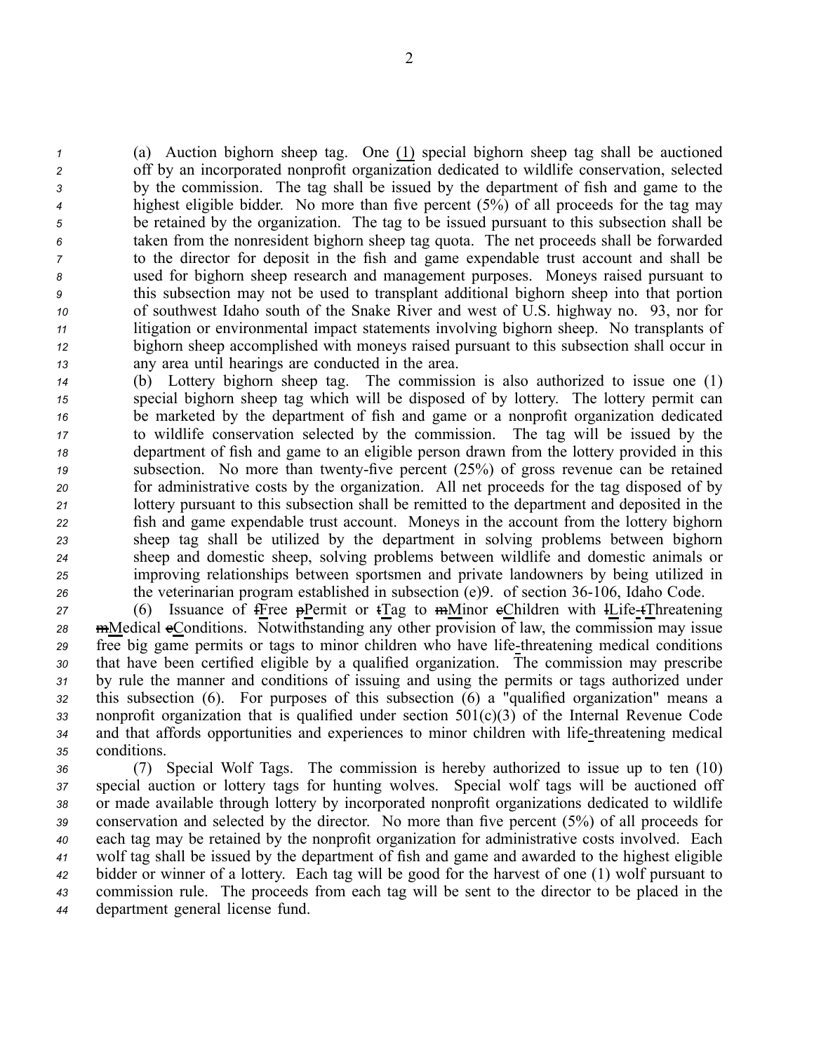(a) Auction bighorn sheep tag. One (1) special bighorn sheep tag shall be auctioned off by an incorporated nonprofit organization dedicated to wildlife conservation, selected by the commission. The tag shall be issued by the department of fish and game to the highest eligible bidder. No more than five percent (5%) of all proceeds for the tag may be retained by the organization. The tag to be issued pursuant to this subsection shall be taken from the nonresident bighorn sheep tag quota. The net proceeds shall be forwarded to the director for deposit in the fish and game expendable trust account and shall be used for bighorn sheep research and management purposes. Moneys raised pursuant to this subsection may not be used to transplant additional bighorn sheep into that portion of southwest Idaho south of the Snake River and west of U.S. highway no. 93, nor for litigation or environmental impact statements involving bighorn sheep. No transplants of bighorn sheep accomplished with moneys raised pursuant to this subsection shall occur in any area until hearings are conducted in the area.

(b) Lottery bighorn sheep tag. The commission is also authorized to issue one (1) special bighorn sheep tag which will be disposed of by lottery. The lottery permit can be marketed by the department of fish and game or a nonprofit organization dedicated to wildlife conservation selected by the commission. The tag will be issued by the department of fish and game to an eligible person drawn from the lottery provided in this subsection. No more than twenty-five percent (25%) of gross revenue can be retained for administrative costs by the organization. All net proceeds for the tag disposed of by lottery pursuant to this subsection shall be remitted to the department and deposited in the fish and game expendable trust account. Moneys in the account from the lottery bighorn sheep tag shall be utilized by the department in solving problems between bighorn sheep and domestic sheep, solving problems between wildlife and domestic animals or improving relationships between sportsmen and private landowners by being utilized in the veterinarian program established in subsection (e)9. of section 36-106, Idaho Code.

(6) Issuance of ~~f~~Free ~~p~~Permit or ~~t~~Tag to ~~m~~Minor ~~c~~Children with ~~l~~Life-~~t~~Threatening ~~m~~Medical ~~c~~Conditions. Notwithstanding any other provision of law, the commission may issue free big game permits or tags to minor children who have life-threatening medical conditions that have been certified eligible by a qualified organization. The commission may prescribe by rule the manner and conditions of issuing and using the permits or tags authorized under this subsection (6). For purposes of this subsection (6) a "qualified organization" means a nonprofit organization that is qualified under section 501(c)(3) of the Internal Revenue Code and that affords opportunities and experiences to minor children with life-threatening medical conditions.

(7) Special Wolf Tags. The commission is hereby authorized to issue up to ten (10) special auction or lottery tags for hunting wolves. Special wolf tags will be auctioned off or made available through lottery by incorporated nonprofit organizations dedicated to wildlife conservation and selected by the director. No more than five percent (5%) of all proceeds for each tag may be retained by the nonprofit organization for administrative costs involved. Each wolf tag shall be issued by the department of fish and game and awarded to the highest eligible bidder or winner of a lottery. Each tag will be good for the harvest of one (1) wolf pursuant to commission rule. The proceeds from each tag will be sent to the director to be placed in the department general license fund.